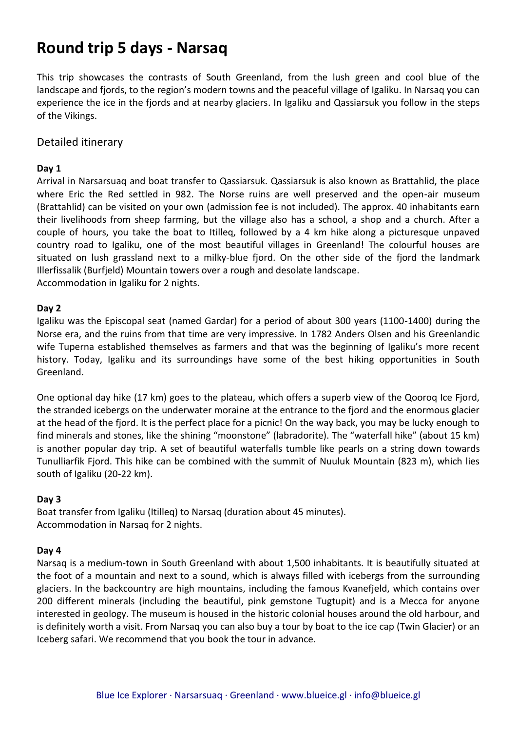# Round trip 5 days - Narsaq

This trip showcases the contrasts of South Greenland, from the lush green and cool blue of the landscape and fjords, to the region's modern towns and the peaceful village of Igaliku. In Narsaq you can experience the ice in the fjords and at nearby glaciers. In Igaliku and Qassiarsuk you follow in the steps of the Vikings.

## Detailed itinerary

**Day 1**

Arrival in Narsarsuaq and boat transfer to Qassiarsuk. Qassiarsuk is also known as Brattahlid, the place where Eric the Red settled in 982. The Norse ruins are well preserved and the open-air museum (Brattahlid) can be visited on your own (admission fee is not included). The approx. 40 inhabitants earn their livelihoods from sheep farming, but the village also has a school, a shop and a church. After a couple of hours, you take the boat to Itilleq, followed by a 4 km hike along a picturesque unpaved country road to Igaliku, one of the most beautiful villages in Greenland! The colourful houses are situated on lush grassland next to a milky-blue fjord. On the other side of the fjord the landmark Illerfissalik (Burfjeld) Mountain towers over a rough and desolate landscape.
Accommodation in Igaliku for 2 nights.

**Day 2**

Igaliku was the Episcopal seat (named Gardar) for a period of about 300 years (1100-1400) during the Norse era, and the ruins from that time are very impressive. In 1782 Anders Olsen and his Greenlandic wife Tuperna established themselves as farmers and that was the beginning of Igaliku's more recent history. Today, Igaliku and its surroundings have some of the best hiking opportunities in South Greenland.

One optional day hike (17 km) goes to the plateau, which offers a superb view of the Qooroq Ice Fjord, the stranded icebergs on the underwater moraine at the entrance to the fjord and the enormous glacier at the head of the fjord. It is the perfect place for a picnic! On the way back, you may be lucky enough to find minerals and stones, like the shining "moonstone" (labradorite). The "waterfall hike" (about 15 km) is another popular day trip. A set of beautiful waterfalls tumble like pearls on a string down towards Tunulliarfik Fjord. This hike can be combined with the summit of Nuuluk Mountain (823 m), which lies south of Igaliku (20-22 km).

**Day 3**

Boat transfer from Igaliku (Itilleq) to Narsaq (duration about 45 minutes).
Accommodation in Narsaq for 2 nights.

**Day 4**

Narsaq is a medium-town in South Greenland with about 1,500 inhabitants. It is beautifully situated at the foot of a mountain and next to a sound, which is always filled with icebergs from the surrounding glaciers. In the backcountry are high mountains, including the famous Kvanefjeld, which contains over 200 different minerals (including the beautiful, pink gemstone Tugtupit) and is a Mecca for anyone interested in geology. The museum is housed in the historic colonial houses around the old harbour, and is definitely worth a visit. From Narsaq you can also buy a tour by boat to the ice cap (Twin Glacier) or an Iceberg safari. We recommend that you book the tour in advance.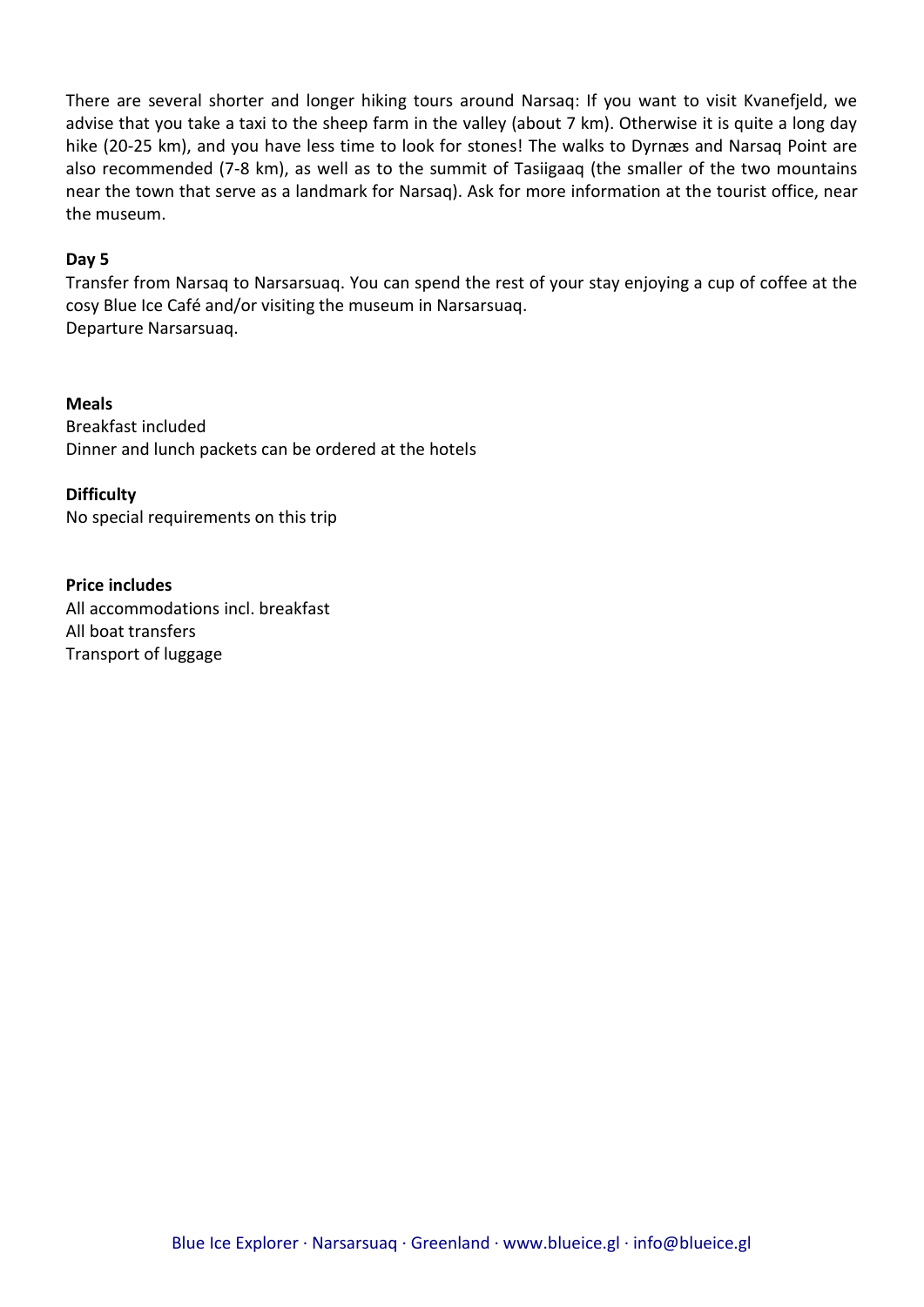There are several shorter and longer hiking tours around Narsaq: If you want to visit Kvanefjeld, we advise that you take a taxi to the sheep farm in the valley (about 7 km). Otherwise it is quite a long day hike (20-25 km), and you have less time to look for stones! The walks to Dyrnæs and Narsaq Point are also recommended (7-8 km), as well as to the summit of Tasiigaaq (the smaller of the two mountains near the town that serve as a landmark for Narsaq). Ask for more information at the tourist office, near the museum.

**Day 5**

Transfer from Narsaq to Narsarsuaq. You can spend the rest of your stay enjoying a cup of coffee at the cosy Blue Ice Café and/or visiting the museum in Narsarsuaq.
Departure Narsarsuaq.

**Meals**

Breakfast included
Dinner and lunch packets can be ordered at the hotels

**Difficulty**

No special requirements on this trip

**Price includes**

All accommodations incl. breakfast
All boat transfers
Transport of luggage